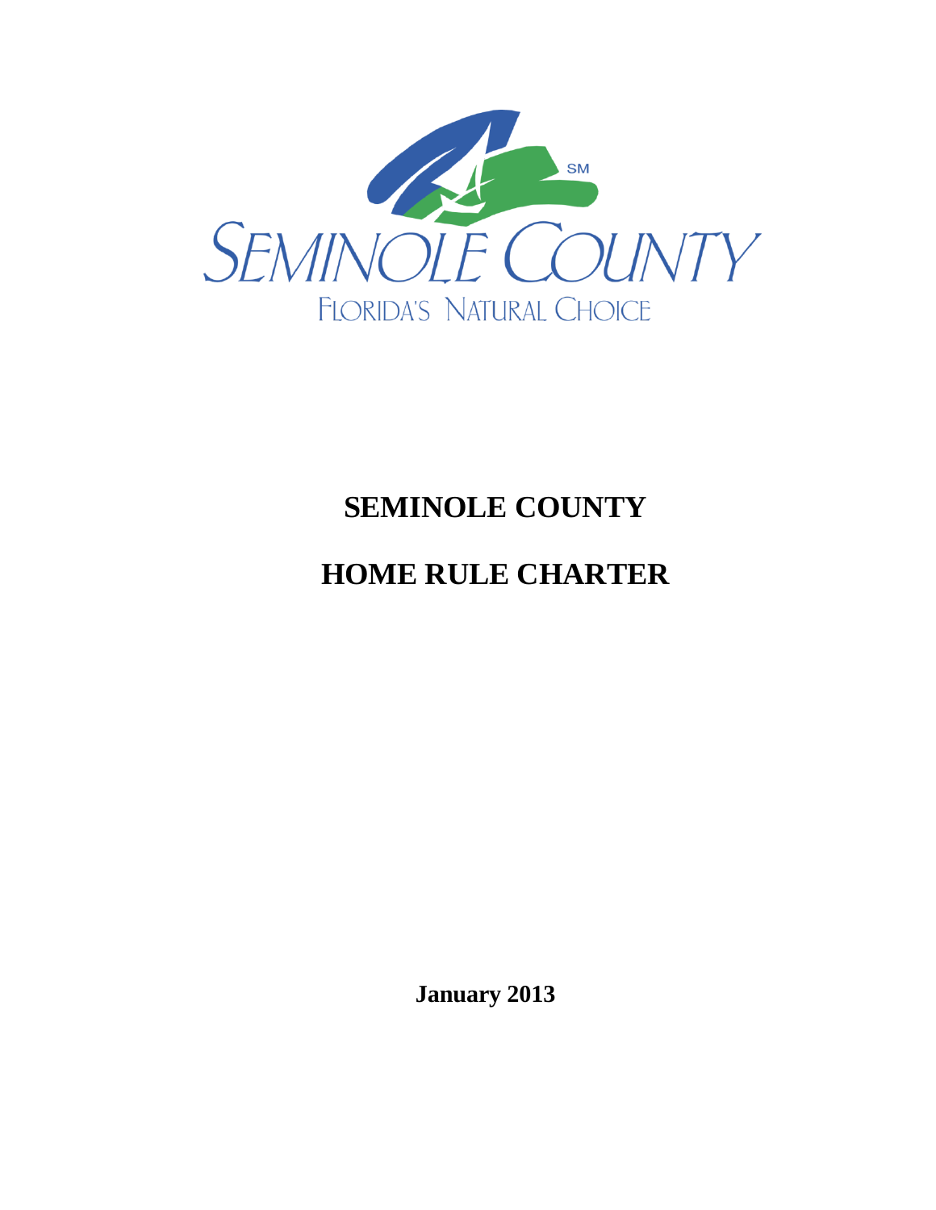SEMINOLE COUNTY

FLORIDA'S NATURAL CHOICE

# SEMINOLE COUNTY

# HOME RULE CHARTER

**January 2013**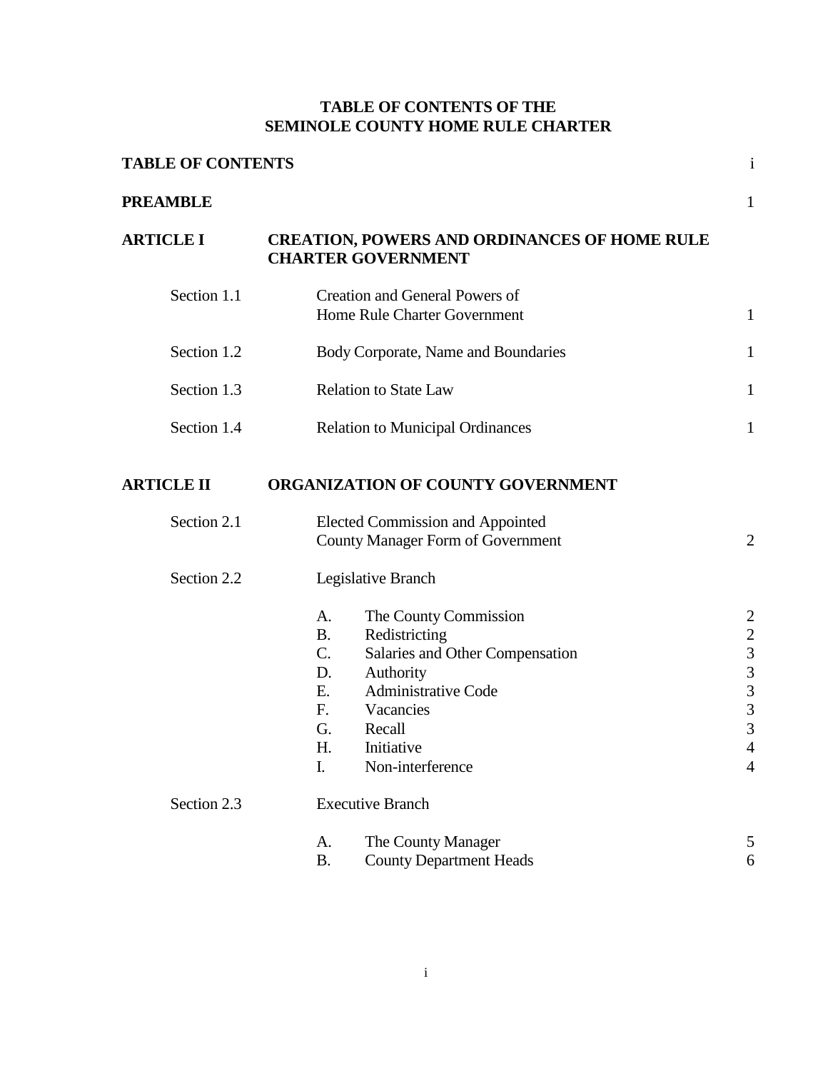# TABLE OF CONTENTS OF THE SEMINOLE COUNTY HOME RULE CHARTER

| | | | |
|---|---|---|---|
| **TABLE OF CONTENTS** | | | i |
| **PREAMBLE** | | | 1 |
| **ARTICLE I** | **CREATION, POWERS AND ORDINANCES OF HOME RULE CHARTER GOVERNMENT** | | |
| Section 1.1 | Creation and General Powers of Home Rule Charter Government | | 1 |
| Section 1.2 | Body Corporate, Name and Boundaries | | 1 |
| Section 1.3 | Relation to State Law | | 1 |
| Section 1.4 | Relation to Municipal Ordinances | | 1 |
| **ARTICLE II** | **ORGANIZATION OF COUNTY GOVERNMENT** | | |
| Section 2.1 | Elected Commission and Appointed County Manager Form of Government | | 2 |
| Section 2.2 | Legislative Branch | | |
| | A. | The County Commission | 2 |
| | B. | Redistricting | 2 |
| | C. | Salaries and Other Compensation | 3 |
| | D. | Authority | 3 |
| | E. | Administrative Code | 3 |
| | F. | Vacancies | 3 |
| | G. | Recall | 3 |
| | H. | Initiative | 4 |
| | I. | Non-interference | 4 |
| Section 2.3 | Executive Branch | | |
| | A. | The County Manager | 5 |
| | B. | County Department Heads | 6 |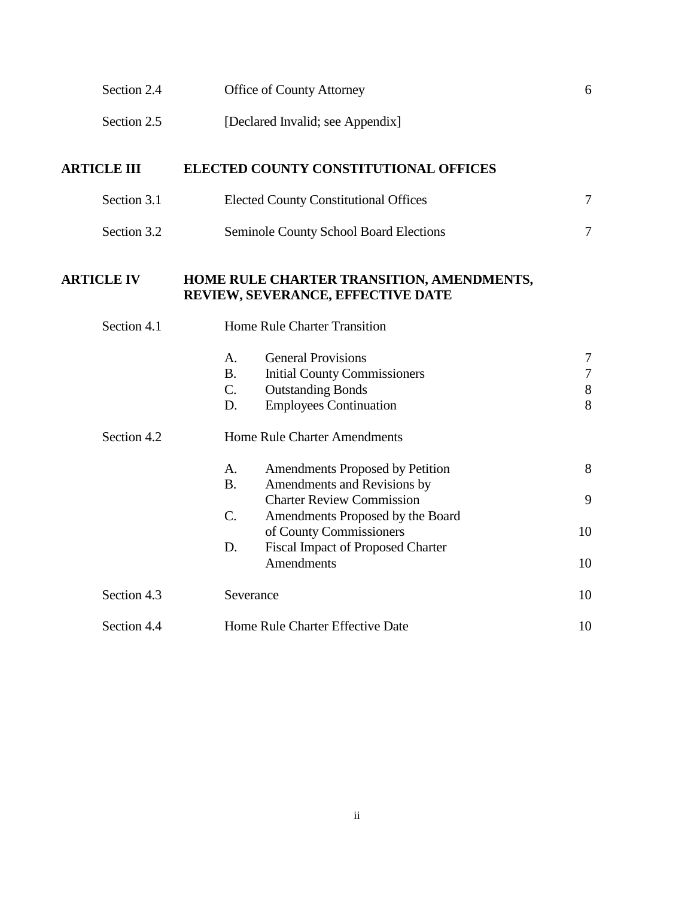| | | | |
|---|---|---|---|
| Section 2.4 | Office of County Attorney | | 6 |
| Section 2.5 | [Declared Invalid; see Appendix] | | |
| **ARTICLE III** | **ELECTED COUNTY CONSTITUTIONAL OFFICES** | | |
| Section 3.1 | Elected County Constitutional Offices | | 7 |
| Section 3.2 | Seminole County School Board Elections | | 7 |
| **ARTICLE IV** | **HOME RULE CHARTER TRANSITION, AMENDMENTS, REVIEW, SEVERANCE, EFFECTIVE DATE** | | |
| Section 4.1 | Home Rule Charter Transition | | |
| | A. | General Provisions | 7 |
| | B. | Initial County Commissioners | 7 |
| | C. | Outstanding Bonds | 8 |
| | D. | Employees Continuation | 8 |
| Section 4.2 | Home Rule Charter Amendments | | |
| | A. | Amendments Proposed by Petition | 8 |
| | B. | Amendments and Revisions by Charter Review Commission | 9 |
| | C. | Amendments Proposed by the Board of County Commissioners | 10 |
| | D. | Fiscal Impact of Proposed Charter Amendments | 10 |
| Section 4.3 | Severance | | 10 |
| Section 4.4 | Home Rule Charter Effective Date | | 10 |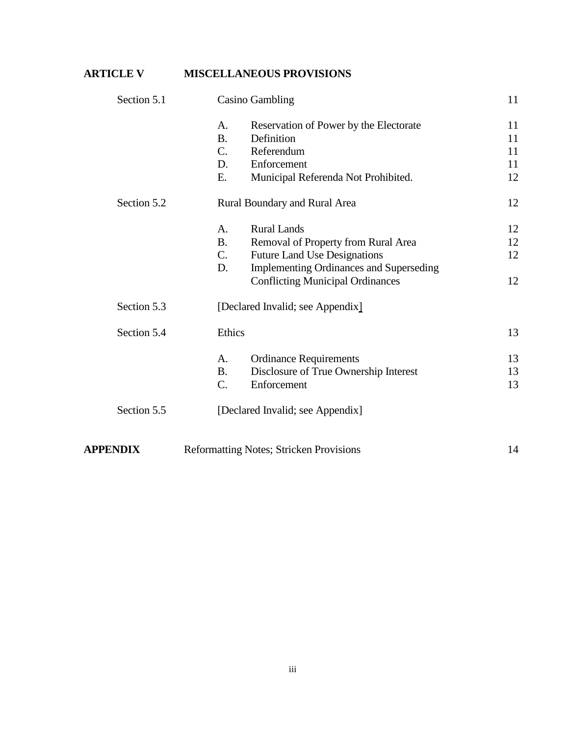**ARTICLE V MISCELLANEOUS PROVISIONS**

| | | | |
|---|---|---|---|
| Section 5.1 | Casino Gambling | | 11 |
| | A. | Reservation of Power by the Electorate | 11 |
| | B. | Definition | 11 |
| | C. | Referendum | 11 |
| | D. | Enforcement | 11 |
| | E. | Municipal Referenda Not Prohibited. | 12 |
| Section 5.2 | Rural Boundary and Rural Area | | 12 |
| | A. | Rural Lands | 12 |
| | B. | Removal of Property from Rural Area | 12 |
| | C. | Future Land Use Designations | 12 |
| | D. | Implementing Ordinances and Superseding Conflicting Municipal Ordinances | 12 |
| Section 5.3 | [Declared Invalid; see Appendix] | | |
| Section 5.4 | Ethics | | 13 |
| | A. | Ordinance Requirements | 13 |
| | B. | Disclosure of True Ownership Interest | 13 |
| | C. | Enforcement | 13 |
| Section 5.5 | [Declared Invalid; see Appendix] | | |

| | | |
|---|---|---|
| **APPENDIX** | Reformatting Notes; Stricken Provisions | 14 |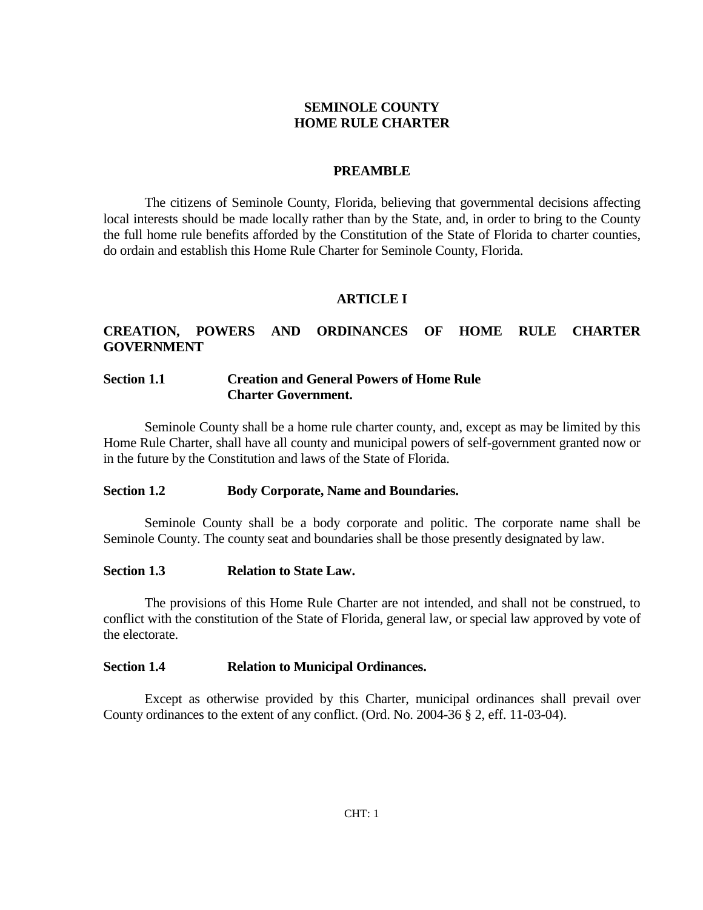# SEMINOLE COUNTY
# HOME RULE CHARTER

## PREAMBLE

The citizens of Seminole County, Florida, believing that governmental decisions affecting local interests should be made locally rather than by the State, and, in order to bring to the County the full home rule benefits afforded by the Constitution of the State of Florida to charter counties, do ordain and establish this Home Rule Charter for Seminole County, Florida.

## ARTICLE I

## CREATION, POWERS AND ORDINANCES OF HOME RULE CHARTER GOVERNMENT

### Section 1.1 Creation and General Powers of Home Rule Charter Government.

Seminole County shall be a home rule charter county, and, except as may be limited by this Home Rule Charter, shall have all county and municipal powers of self-government granted now or in the future by the Constitution and laws of the State of Florida.

### Section 1.2 Body Corporate, Name and Boundaries.

Seminole County shall be a body corporate and politic. The corporate name shall be Seminole County. The county seat and boundaries shall be those presently designated by law.

### Section 1.3 Relation to State Law.

The provisions of this Home Rule Charter are not intended, and shall not be construed, to conflict with the constitution of the State of Florida, general law, or special law approved by vote of the electorate.

### Section 1.4 Relation to Municipal Ordinances.

Except as otherwise provided by this Charter, municipal ordinances shall prevail over County ordinances to the extent of any conflict. (Ord. No. 2004-36 § 2, eff. 11-03-04).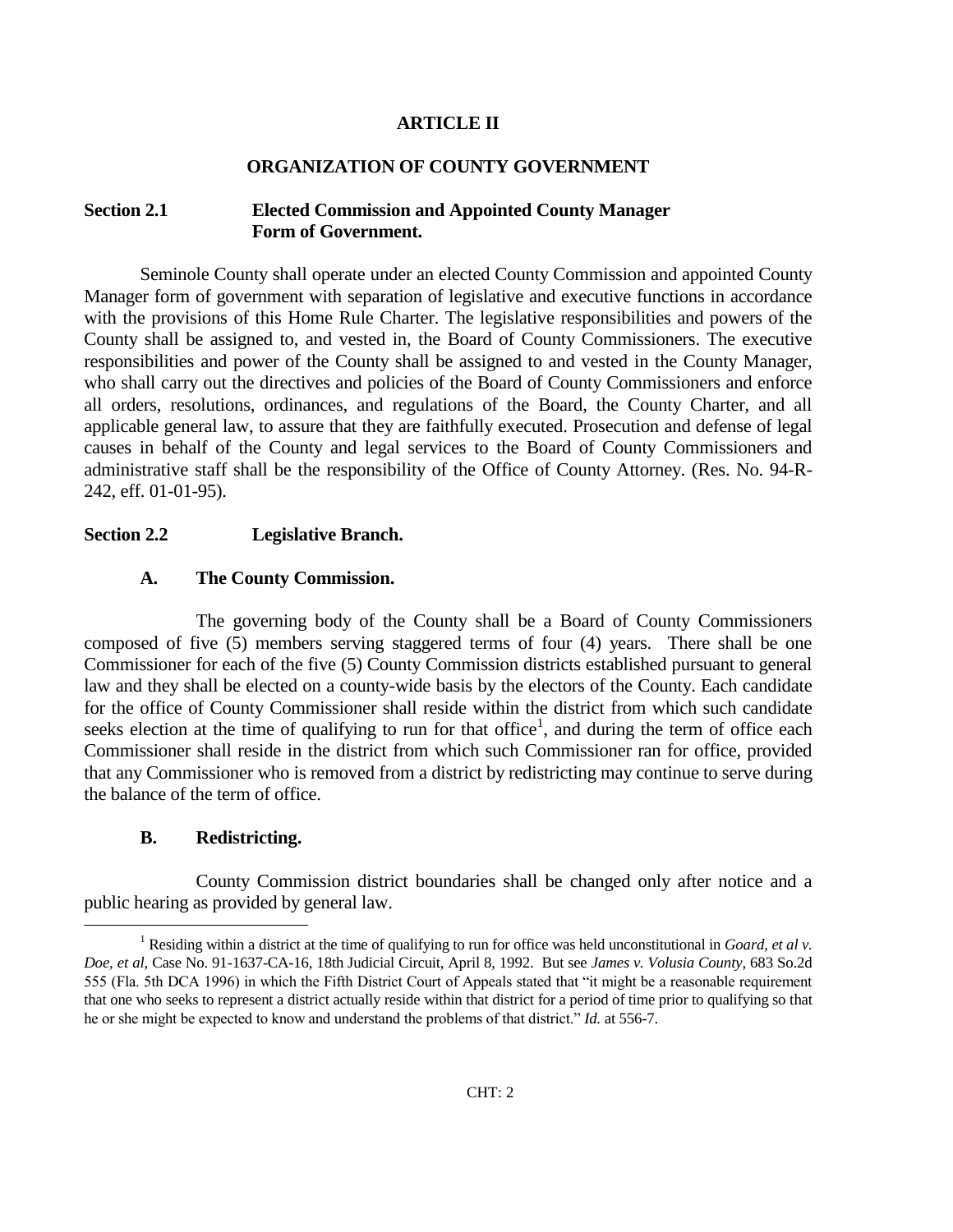# ARTICLE II

## ORGANIZATION OF COUNTY GOVERNMENT

### Section 2.1 Elected Commission and Appointed County Manager Form of Government.

Seminole County shall operate under an elected County Commission and appointed County Manager form of government with separation of legislative and executive functions in accordance with the provisions of this Home Rule Charter. The legislative responsibilities and powers of the County shall be assigned to, and vested in, the Board of County Commissioners. The executive responsibilities and power of the County shall be assigned to and vested in the County Manager, who shall carry out the directives and policies of the Board of County Commissioners and enforce all orders, resolutions, ordinances, and regulations of the Board, the County Charter, and all applicable general law, to assure that they are faithfully executed. Prosecution and defense of legal causes in behalf of the County and legal services to the Board of County Commissioners and administrative staff shall be the responsibility of the Office of County Attorney. (Res. No. 94-R-242, eff. 01-01-95).

### Section 2.2 Legislative Branch.

#### A. The County Commission.

The governing body of the County shall be a Board of County Commissioners composed of five (5) members serving staggered terms of four (4) years. There shall be one Commissioner for each of the five (5) County Commission districts established pursuant to general law and they shall be elected on a county-wide basis by the electors of the County. Each candidate for the office of County Commissioner shall reside within the district from which such candidate seeks election at the time of qualifying to run for that office[1], and during the term of office each Commissioner shall reside in the district from which such Commissioner ran for office, provided that any Commissioner who is removed from a district by redistricting may continue to serve during the balance of the term of office.

#### B. Redistricting.

County Commission district boundaries shall be changed only after notice and a public hearing as provided by general law.

---

[1] Residing within a district at the time of qualifying to run for office was held unconstitutional in *Goard, et al v. Doe, et al*, Case No. 91-1637-CA-16, 18th Judicial Circuit, April 8, 1992. But see *James v. Volusia County*, 683 So.2d 555 (Fla. 5th DCA 1996) in which the Fifth District Court of Appeals stated that "it might be a reasonable requirement that one who seeks to represent a district actually reside within that district for a period of time prior to qualifying so that he or she might be expected to know and understand the problems of that district." *Id.* at 556-7.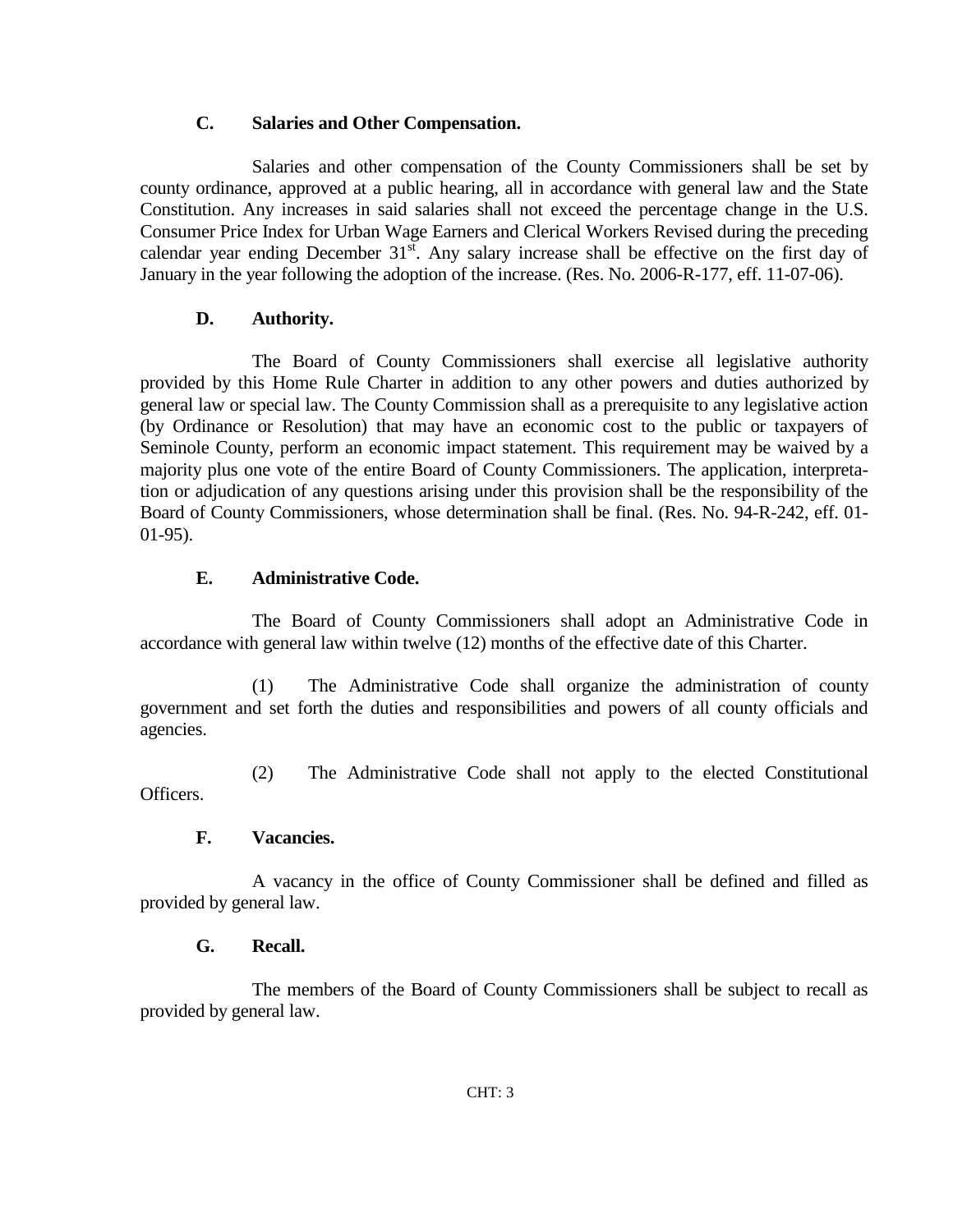### C. Salaries and Other Compensation.

Salaries and other compensation of the County Commissioners shall be set by county ordinance, approved at a public hearing, all in accordance with general law and the State Constitution. Any increases in said salaries shall not exceed the percentage change in the U.S. Consumer Price Index for Urban Wage Earners and Clerical Workers Revised during the preceding calendar year ending December 31st. Any salary increase shall be effective on the first day of January in the year following the adoption of the increase. (Res. No. 2006-R-177, eff. 11-07-06).

### D. Authority.

The Board of County Commissioners shall exercise all legislative authority provided by this Home Rule Charter in addition to any other powers and duties authorized by general law or special law. The County Commission shall as a prerequisite to any legislative action (by Ordinance or Resolution) that may have an economic cost to the public or taxpayers of Seminole County, perform an economic impact statement. This requirement may be waived by a majority plus one vote of the entire Board of County Commissioners. The application, interpretation or adjudication of any questions arising under this provision shall be the responsibility of the Board of County Commissioners, whose determination shall be final. (Res. No. 94-R-242, eff. 01-01-95).

### E. Administrative Code.

The Board of County Commissioners shall adopt an Administrative Code in accordance with general law within twelve (12) months of the effective date of this Charter.

(1) The Administrative Code shall organize the administration of county government and set forth the duties and responsibilities and powers of all county officials and agencies.

(2) The Administrative Code shall not apply to the elected Constitutional Officers.

### F. Vacancies.

A vacancy in the office of County Commissioner shall be defined and filled as provided by general law.

### G. Recall.

The members of the Board of County Commissioners shall be subject to recall as provided by general law.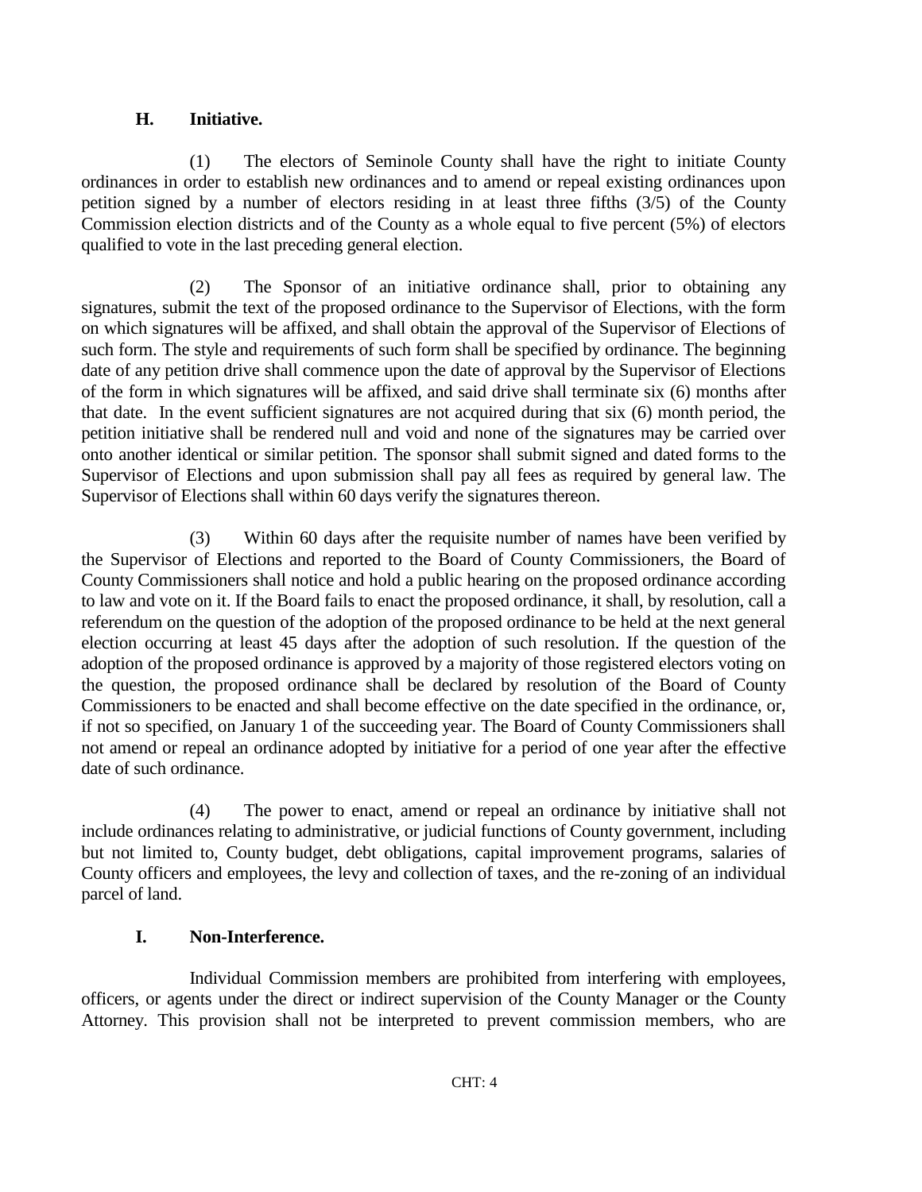**H. Initiative.**

(1) The electors of Seminole County shall have the right to initiate County ordinances in order to establish new ordinances and to amend or repeal existing ordinances upon petition signed by a number of electors residing in at least three fifths (3/5) of the County Commission election districts and of the County as a whole equal to five percent (5%) of electors qualified to vote in the last preceding general election.

(2) The Sponsor of an initiative ordinance shall, prior to obtaining any signatures, submit the text of the proposed ordinance to the Supervisor of Elections, with the form on which signatures will be affixed, and shall obtain the approval of the Supervisor of Elections of such form. The style and requirements of such form shall be specified by ordinance. The beginning date of any petition drive shall commence upon the date of approval by the Supervisor of Elections of the form in which signatures will be affixed, and said drive shall terminate six (6) months after that date. In the event sufficient signatures are not acquired during that six (6) month period, the petition initiative shall be rendered null and void and none of the signatures may be carried over onto another identical or similar petition. The sponsor shall submit signed and dated forms to the Supervisor of Elections and upon submission shall pay all fees as required by general law. The Supervisor of Elections shall within 60 days verify the signatures thereon.

(3) Within 60 days after the requisite number of names have been verified by the Supervisor of Elections and reported to the Board of County Commissioners, the Board of County Commissioners shall notice and hold a public hearing on the proposed ordinance according to law and vote on it. If the Board fails to enact the proposed ordinance, it shall, by resolution, call a referendum on the question of the adoption of the proposed ordinance to be held at the next general election occurring at least 45 days after the adoption of such resolution. If the question of the adoption of the proposed ordinance is approved by a majority of those registered electors voting on the question, the proposed ordinance shall be declared by resolution of the Board of County Commissioners to be enacted and shall become effective on the date specified in the ordinance, or, if not so specified, on January 1 of the succeeding year. The Board of County Commissioners shall not amend or repeal an ordinance adopted by initiative for a period of one year after the effective date of such ordinance.

(4) The power to enact, amend or repeal an ordinance by initiative shall not include ordinances relating to administrative, or judicial functions of County government, including but not limited to, County budget, debt obligations, capital improvement programs, salaries of County officers and employees, the levy and collection of taxes, and the re-zoning of an individual parcel of land.

**I. Non-Interference.**

Individual Commission members are prohibited from interfering with employees, officers, or agents under the direct or indirect supervision of the County Manager or the County Attorney. This provision shall not be interpreted to prevent commission members, who are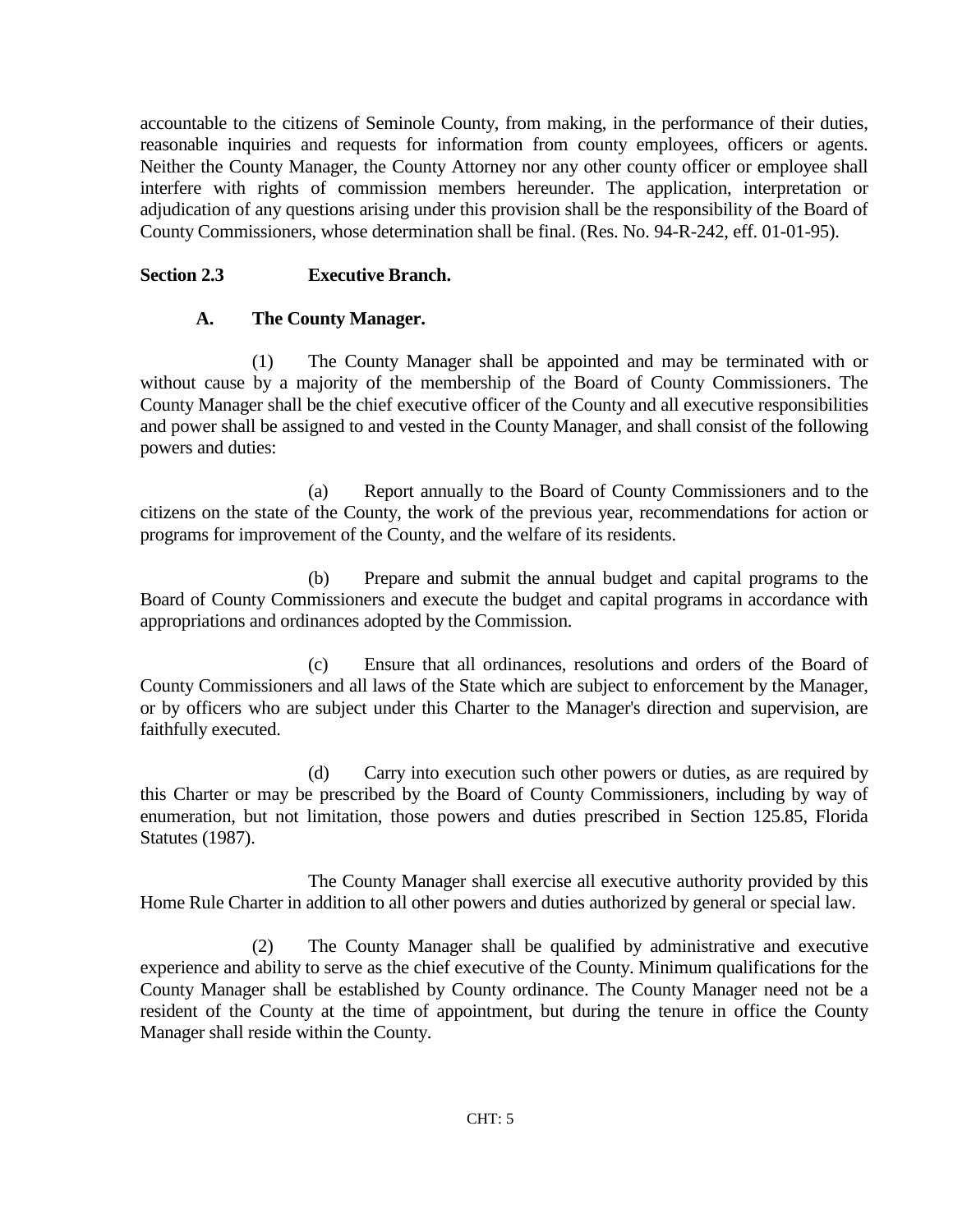accountable to the citizens of Seminole County, from making, in the performance of their duties, reasonable inquiries and requests for information from county employees, officers or agents. Neither the County Manager, the County Attorney nor any other county officer or employee shall interfere with rights of commission members hereunder. The application, interpretation or adjudication of any questions arising under this provision shall be the responsibility of the Board of County Commissioners, whose determination shall be final. (Res. No. 94-R-242, eff. 01-01-95).

### Section 2.3 Executive Branch.

#### A. The County Manager.

(1) The County Manager shall be appointed and may be terminated with or without cause by a majority of the membership of the Board of County Commissioners. The County Manager shall be the chief executive officer of the County and all executive responsibilities and power shall be assigned to and vested in the County Manager, and shall consist of the following powers and duties:

(a) Report annually to the Board of County Commissioners and to the citizens on the state of the County, the work of the previous year, recommendations for action or programs for improvement of the County, and the welfare of its residents.

(b) Prepare and submit the annual budget and capital programs to the Board of County Commissioners and execute the budget and capital programs in accordance with appropriations and ordinances adopted by the Commission.

(c) Ensure that all ordinances, resolutions and orders of the Board of County Commissioners and all laws of the State which are subject to enforcement by the Manager, or by officers who are subject under this Charter to the Manager's direction and supervision, are faithfully executed.

(d) Carry into execution such other powers or duties, as are required by this Charter or may be prescribed by the Board of County Commissioners, including by way of enumeration, but not limitation, those powers and duties prescribed in Section 125.85, Florida Statutes (1987).

The County Manager shall exercise all executive authority provided by this Home Rule Charter in addition to all other powers and duties authorized by general or special law.

(2) The County Manager shall be qualified by administrative and executive experience and ability to serve as the chief executive of the County. Minimum qualifications for the County Manager shall be established by County ordinance. The County Manager need not be a resident of the County at the time of appointment, but during the tenure in office the County Manager shall reside within the County.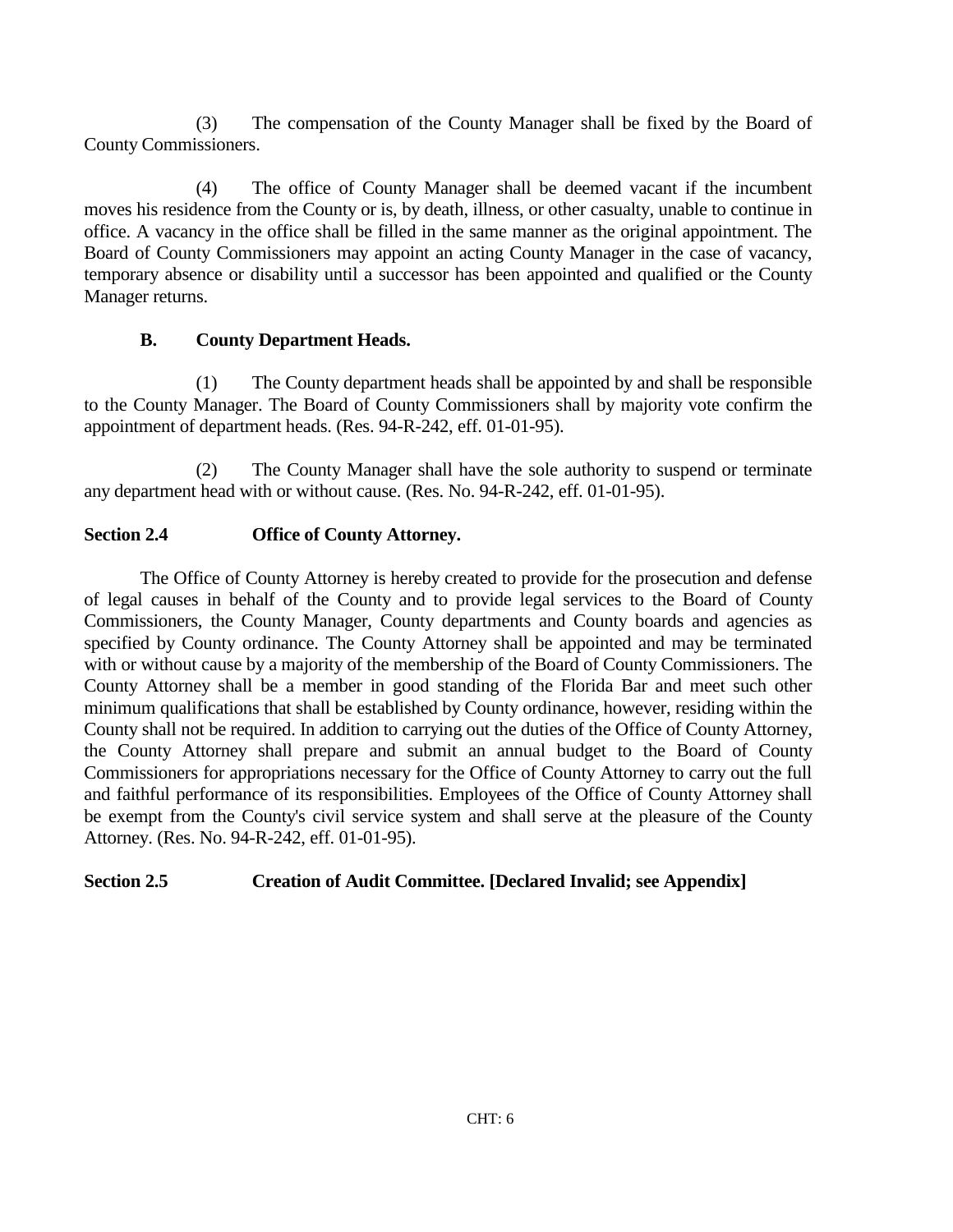(3) The compensation of the County Manager shall be fixed by the Board of County Commissioners.

(4) The office of County Manager shall be deemed vacant if the incumbent moves his residence from the County or is, by death, illness, or other casualty, unable to continue in office. A vacancy in the office shall be filled in the same manner as the original appointment. The Board of County Commissioners may appoint an acting County Manager in the case of vacancy, temporary absence or disability until a successor has been appointed and qualified or the County Manager returns.

**B. County Department Heads.**

(1) The County department heads shall be appointed by and shall be responsible to the County Manager. The Board of County Commissioners shall by majority vote confirm the appointment of department heads. (Res. 94-R-242, eff. 01-01-95).

(2) The County Manager shall have the sole authority to suspend or terminate any department head with or without cause. (Res. No. 94-R-242, eff. 01-01-95).

**Section 2.4 Office of County Attorney.**

The Office of County Attorney is hereby created to provide for the prosecution and defense of legal causes in behalf of the County and to provide legal services to the Board of County Commissioners, the County Manager, County departments and County boards and agencies as specified by County ordinance. The County Attorney shall be appointed and may be terminated with or without cause by a majority of the membership of the Board of County Commissioners. The County Attorney shall be a member in good standing of the Florida Bar and meet such other minimum qualifications that shall be established by County ordinance, however, residing within the County shall not be required. In addition to carrying out the duties of the Office of County Attorney, the County Attorney shall prepare and submit an annual budget to the Board of County Commissioners for appropriations necessary for the Office of County Attorney to carry out the full and faithful performance of its responsibilities. Employees of the Office of County Attorney shall be exempt from the County's civil service system and shall serve at the pleasure of the County Attorney. (Res. No. 94-R-242, eff. 01-01-95).

**Section 2.5 Creation of Audit Committee. [Declared Invalid; see Appendix]**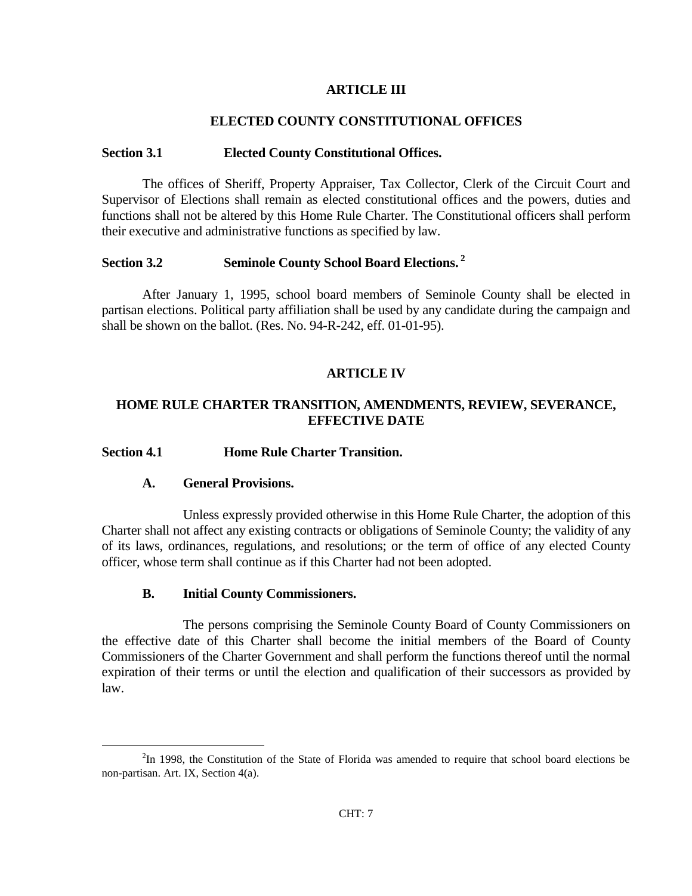## ARTICLE III

## ELECTED COUNTY CONSTITUTIONAL OFFICES

### Section 3.1 Elected County Constitutional Offices.

The offices of Sheriff, Property Appraiser, Tax Collector, Clerk of the Circuit Court and Supervisor of Elections shall remain as elected constitutional offices and the powers, duties and functions shall not be altered by this Home Rule Charter. The Constitutional officers shall perform their executive and administrative functions as specified by law.

### Section 3.2 Seminole County School Board Elections. [2]

After January 1, 1995, school board members of Seminole County shall be elected in partisan elections. Political party affiliation shall be used by any candidate during the campaign and shall be shown on the ballot. (Res. No. 94-R-242, eff. 01-01-95).

## ARTICLE IV

## HOME RULE CHARTER TRANSITION, AMENDMENTS, REVIEW, SEVERANCE, EFFECTIVE DATE

### Section 4.1 Home Rule Charter Transition.

**A. General Provisions.**

Unless expressly provided otherwise in this Home Rule Charter, the adoption of this Charter shall not affect any existing contracts or obligations of Seminole County; the validity of any of its laws, ordinances, regulations, and resolutions; or the term of office of any elected County officer, whose term shall continue as if this Charter had not been adopted.

**B. Initial County Commissioners.**

The persons comprising the Seminole County Board of County Commissioners on the effective date of this Charter shall become the initial members of the Board of County Commissioners of the Charter Government and shall perform the functions thereof until the normal expiration of their terms or until the election and qualification of their successors as provided by law.

---

[2] In 1998, the Constitution of the State of Florida was amended to require that school board elections be non-partisan. Art. IX, Section 4(a).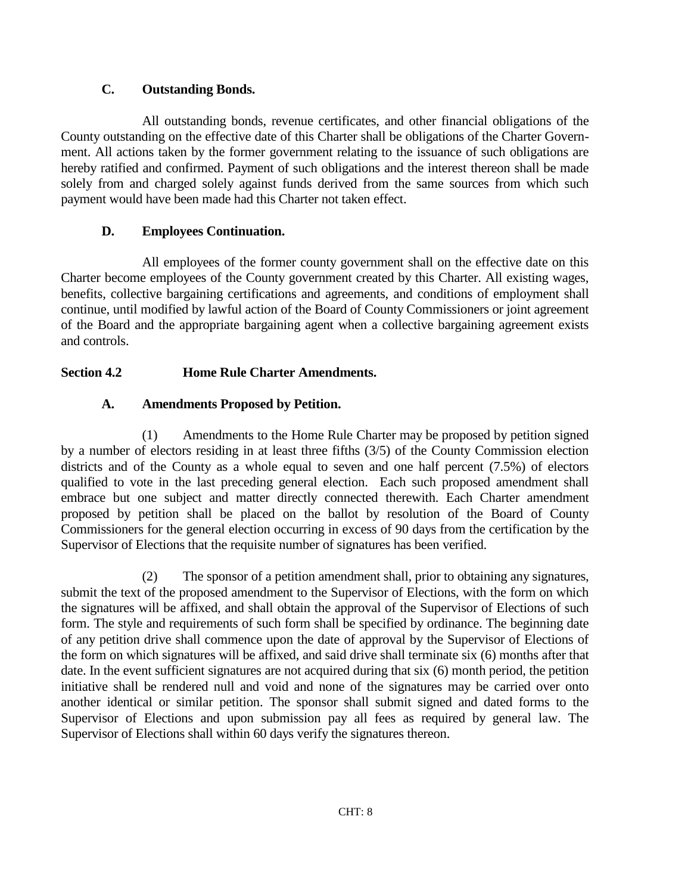### C. Outstanding Bonds.

All outstanding bonds, revenue certificates, and other financial obligations of the County outstanding on the effective date of this Charter shall be obligations of the Charter Government. All actions taken by the former government relating to the issuance of such obligations are hereby ratified and confirmed. Payment of such obligations and the interest thereon shall be made solely from and charged solely against funds derived from the same sources from which such payment would have been made had this Charter not taken effect.

### D. Employees Continuation.

All employees of the former county government shall on the effective date on this Charter become employees of the County government created by this Charter. All existing wages, benefits, collective bargaining certifications and agreements, and conditions of employment shall continue, until modified by lawful action of the Board of County Commissioners or joint agreement of the Board and the appropriate bargaining agent when a collective bargaining agreement exists and controls.

## Section 4.2 Home Rule Charter Amendments.

### A. Amendments Proposed by Petition.

(1) Amendments to the Home Rule Charter may be proposed by petition signed by a number of electors residing in at least three fifths (3/5) of the County Commission election districts and of the County as a whole equal to seven and one half percent (7.5%) of electors qualified to vote in the last preceding general election. Each such proposed amendment shall embrace but one subject and matter directly connected therewith. Each Charter amendment proposed by petition shall be placed on the ballot by resolution of the Board of County Commissioners for the general election occurring in excess of 90 days from the certification by the Supervisor of Elections that the requisite number of signatures has been verified.

(2) The sponsor of a petition amendment shall, prior to obtaining any signatures, submit the text of the proposed amendment to the Supervisor of Elections, with the form on which the signatures will be affixed, and shall obtain the approval of the Supervisor of Elections of such form. The style and requirements of such form shall be specified by ordinance. The beginning date of any petition drive shall commence upon the date of approval by the Supervisor of Elections of the form on which signatures will be affixed, and said drive shall terminate six (6) months after that date. In the event sufficient signatures are not acquired during that six (6) month period, the petition initiative shall be rendered null and void and none of the signatures may be carried over onto another identical or similar petition. The sponsor shall submit signed and dated forms to the Supervisor of Elections and upon submission pay all fees as required by general law. The Supervisor of Elections shall within 60 days verify the signatures thereon.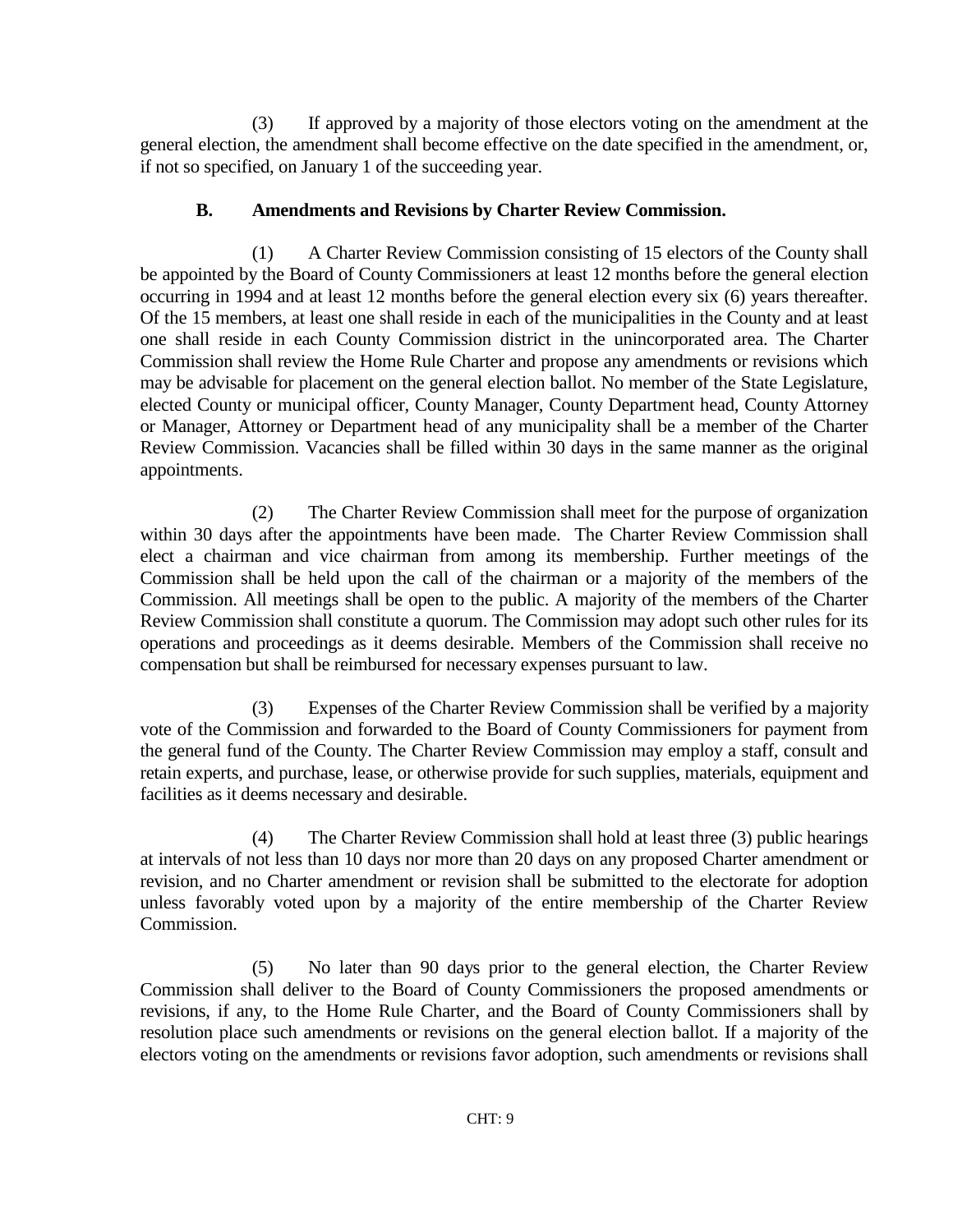(3) If approved by a majority of those electors voting on the amendment at the general election, the amendment shall become effective on the date specified in the amendment, or, if not so specified, on January 1 of the succeeding year.

**B. Amendments and Revisions by Charter Review Commission.**

(1) A Charter Review Commission consisting of 15 electors of the County shall be appointed by the Board of County Commissioners at least 12 months before the general election occurring in 1994 and at least 12 months before the general election every six (6) years thereafter. Of the 15 members, at least one shall reside in each of the municipalities in the County and at least one shall reside in each County Commission district in the unincorporated area. The Charter Commission shall review the Home Rule Charter and propose any amendments or revisions which may be advisable for placement on the general election ballot. No member of the State Legislature, elected County or municipal officer, County Manager, County Department head, County Attorney or Manager, Attorney or Department head of any municipality shall be a member of the Charter Review Commission. Vacancies shall be filled within 30 days in the same manner as the original appointments.

(2) The Charter Review Commission shall meet for the purpose of organization within 30 days after the appointments have been made. The Charter Review Commission shall elect a chairman and vice chairman from among its membership. Further meetings of the Commission shall be held upon the call of the chairman or a majority of the members of the Commission. All meetings shall be open to the public. A majority of the members of the Charter Review Commission shall constitute a quorum. The Commission may adopt such other rules for its operations and proceedings as it deems desirable. Members of the Commission shall receive no compensation but shall be reimbursed for necessary expenses pursuant to law.

(3) Expenses of the Charter Review Commission shall be verified by a majority vote of the Commission and forwarded to the Board of County Commissioners for payment from the general fund of the County. The Charter Review Commission may employ a staff, consult and retain experts, and purchase, lease, or otherwise provide for such supplies, materials, equipment and facilities as it deems necessary and desirable.

(4) The Charter Review Commission shall hold at least three (3) public hearings at intervals of not less than 10 days nor more than 20 days on any proposed Charter amendment or revision, and no Charter amendment or revision shall be submitted to the electorate for adoption unless favorably voted upon by a majority of the entire membership of the Charter Review Commission.

(5) No later than 90 days prior to the general election, the Charter Review Commission shall deliver to the Board of County Commissioners the proposed amendments or revisions, if any, to the Home Rule Charter, and the Board of County Commissioners shall by resolution place such amendments or revisions on the general election ballot. If a majority of the electors voting on the amendments or revisions favor adoption, such amendments or revisions shall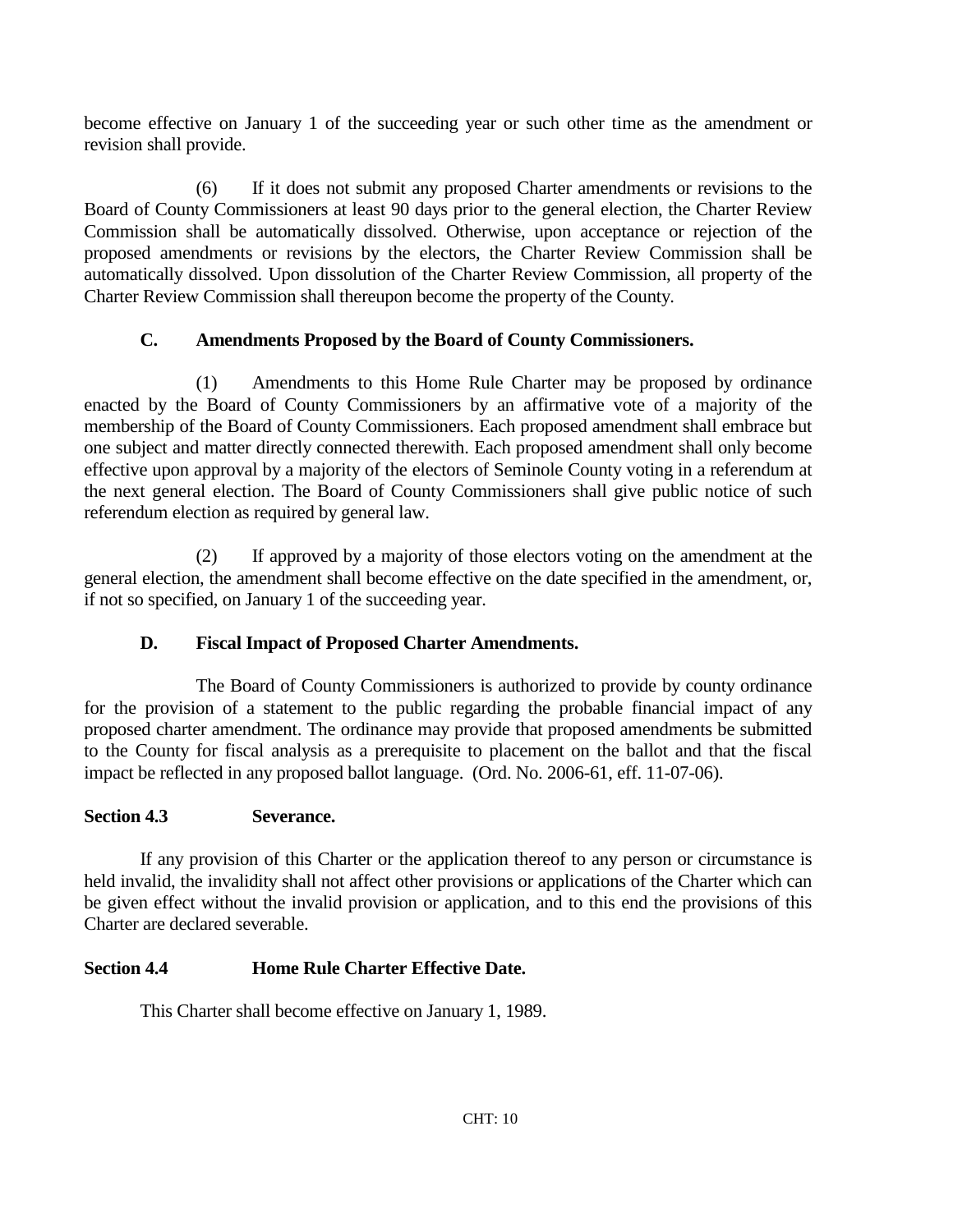become effective on January 1 of the succeeding year or such other time as the amendment or revision shall provide.

(6) If it does not submit any proposed Charter amendments or revisions to the Board of County Commissioners at least 90 days prior to the general election, the Charter Review Commission shall be automatically dissolved. Otherwise, upon acceptance or rejection of the proposed amendments or revisions by the electors, the Charter Review Commission shall be automatically dissolved. Upon dissolution of the Charter Review Commission, all property of the Charter Review Commission shall thereupon become the property of the County.

**C. Amendments Proposed by the Board of County Commissioners.**

(1) Amendments to this Home Rule Charter may be proposed by ordinance enacted by the Board of County Commissioners by an affirmative vote of a majority of the membership of the Board of County Commissioners. Each proposed amendment shall embrace but one subject and matter directly connected therewith. Each proposed amendment shall only become effective upon approval by a majority of the electors of Seminole County voting in a referendum at the next general election. The Board of County Commissioners shall give public notice of such referendum election as required by general law.

(2) If approved by a majority of those electors voting on the amendment at the general election, the amendment shall become effective on the date specified in the amendment, or, if not so specified, on January 1 of the succeeding year.

**D. Fiscal Impact of Proposed Charter Amendments.**

The Board of County Commissioners is authorized to provide by county ordinance for the provision of a statement to the public regarding the probable financial impact of any proposed charter amendment. The ordinance may provide that proposed amendments be submitted to the County for fiscal analysis as a prerequisite to placement on the ballot and that the fiscal impact be reflected in any proposed ballot language. (Ord. No. 2006-61, eff. 11-07-06).

**Section 4.3 Severance.**

If any provision of this Charter or the application thereof to any person or circumstance is held invalid, the invalidity shall not affect other provisions or applications of the Charter which can be given effect without the invalid provision or application, and to this end the provisions of this Charter are declared severable.

**Section 4.4 Home Rule Charter Effective Date.**

This Charter shall become effective on January 1, 1989.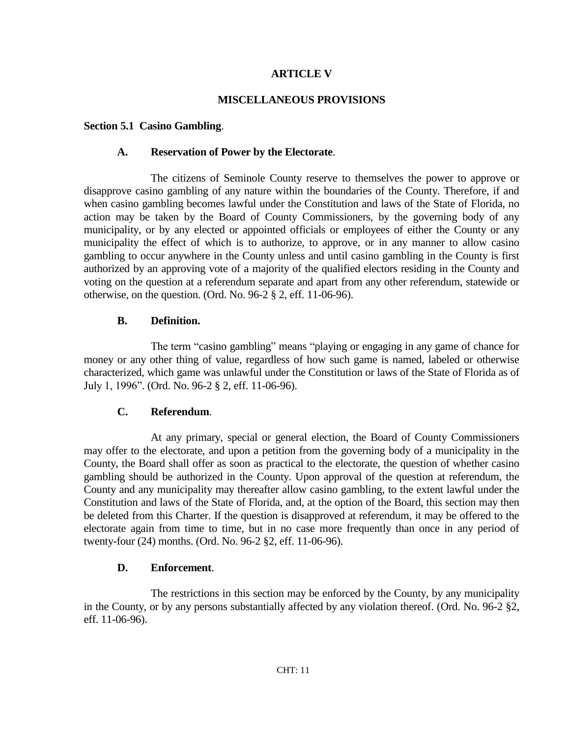## ARTICLE V

## MISCELLANEOUS PROVISIONS

### Section 5.1 Casino Gambling.

**A. Reservation of Power by the Electorate.**

The citizens of Seminole County reserve to themselves the power to approve or disapprove casino gambling of any nature within the boundaries of the County. Therefore, if and when casino gambling becomes lawful under the Constitution and laws of the State of Florida, no action may be taken by the Board of County Commissioners, by the governing body of any municipality, or by any elected or appointed officials or employees of either the County or any municipality the effect of which is to authorize, to approve, or in any manner to allow casino gambling to occur anywhere in the County unless and until casino gambling in the County is first authorized by an approving vote of a majority of the qualified electors residing in the County and voting on the question at a referendum separate and apart from any other referendum, statewide or otherwise, on the question. (Ord. No. 96-2 § 2, eff. 11-06-96).

**B. Definition.**

The term "casino gambling" means "playing or engaging in any game of chance for money or any other thing of value, regardless of how such game is named, labeled or otherwise characterized, which game was unlawful under the Constitution or laws of the State of Florida as of July 1, 1996". (Ord. No. 96-2 § 2, eff. 11-06-96).

**C. Referendum.**

At any primary, special or general election, the Board of County Commissioners may offer to the electorate, and upon a petition from the governing body of a municipality in the County, the Board shall offer as soon as practical to the electorate, the question of whether casino gambling should be authorized in the County. Upon approval of the question at referendum, the County and any municipality may thereafter allow casino gambling, to the extent lawful under the Constitution and laws of the State of Florida, and, at the option of the Board, this section may then be deleted from this Charter. If the question is disapproved at referendum, it may be offered to the electorate again from time to time, but in no case more frequently than once in any period of twenty-four (24) months. (Ord. No. 96-2 §2, eff. 11-06-96).

**D. Enforcement.**

The restrictions in this section may be enforced by the County, by any municipality in the County, or by any persons substantially affected by any violation thereof. (Ord. No. 96-2 §2, eff. 11-06-96).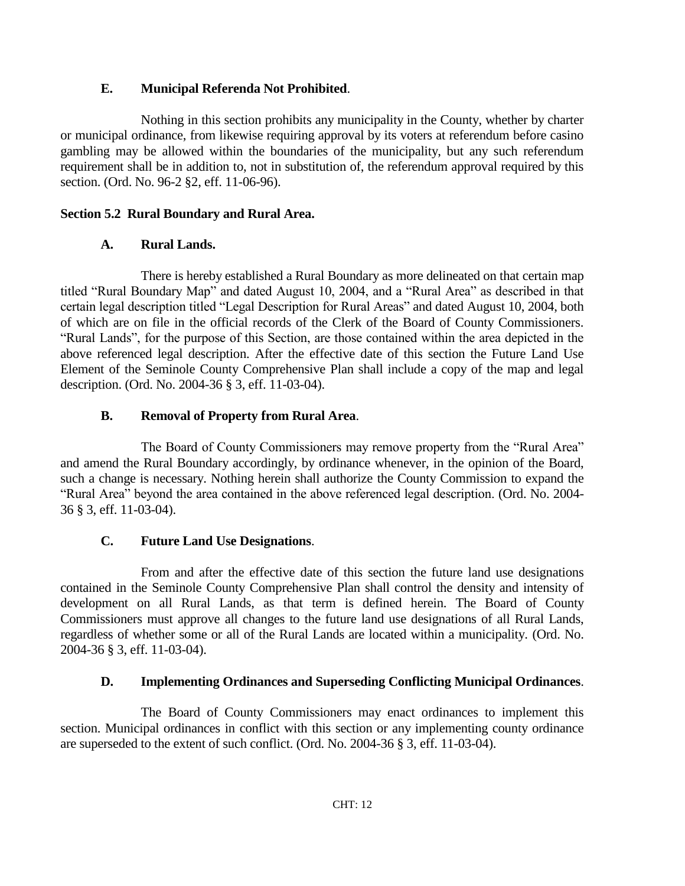**E. Municipal Referenda Not Prohibited**.

Nothing in this section prohibits any municipality in the County, whether by charter or municipal ordinance, from likewise requiring approval by its voters at referendum before casino gambling may be allowed within the boundaries of the municipality, but any such referendum requirement shall be in addition to, not in substitution of, the referendum approval required by this section. (Ord. No. 96-2 §2, eff. 11-06-96).

**Section 5.2 Rural Boundary and Rural Area.**

**A. Rural Lands.**

There is hereby established a Rural Boundary as more delineated on that certain map titled "Rural Boundary Map" and dated August 10, 2004, and a "Rural Area" as described in that certain legal description titled "Legal Description for Rural Areas" and dated August 10, 2004, both of which are on file in the official records of the Clerk of the Board of County Commissioners. "Rural Lands", for the purpose of this Section, are those contained within the area depicted in the above referenced legal description. After the effective date of this section the Future Land Use Element of the Seminole County Comprehensive Plan shall include a copy of the map and legal description. (Ord. No. 2004-36 § 3, eff. 11-03-04).

**B. Removal of Property from Rural Area**.

The Board of County Commissioners may remove property from the "Rural Area" and amend the Rural Boundary accordingly, by ordinance whenever, in the opinion of the Board, such a change is necessary. Nothing herein shall authorize the County Commission to expand the "Rural Area" beyond the area contained in the above referenced legal description. (Ord. No. 2004-36 § 3, eff. 11-03-04).

**C. Future Land Use Designations**.

From and after the effective date of this section the future land use designations contained in the Seminole County Comprehensive Plan shall control the density and intensity of development on all Rural Lands, as that term is defined herein. The Board of County Commissioners must approve all changes to the future land use designations of all Rural Lands, regardless of whether some or all of the Rural Lands are located within a municipality. (Ord. No. 2004-36 § 3, eff. 11-03-04).

**D. Implementing Ordinances and Superseding Conflicting Municipal Ordinances**.

The Board of County Commissioners may enact ordinances to implement this section. Municipal ordinances in conflict with this section or any implementing county ordinance are superseded to the extent of such conflict. (Ord. No. 2004-36 § 3, eff. 11-03-04).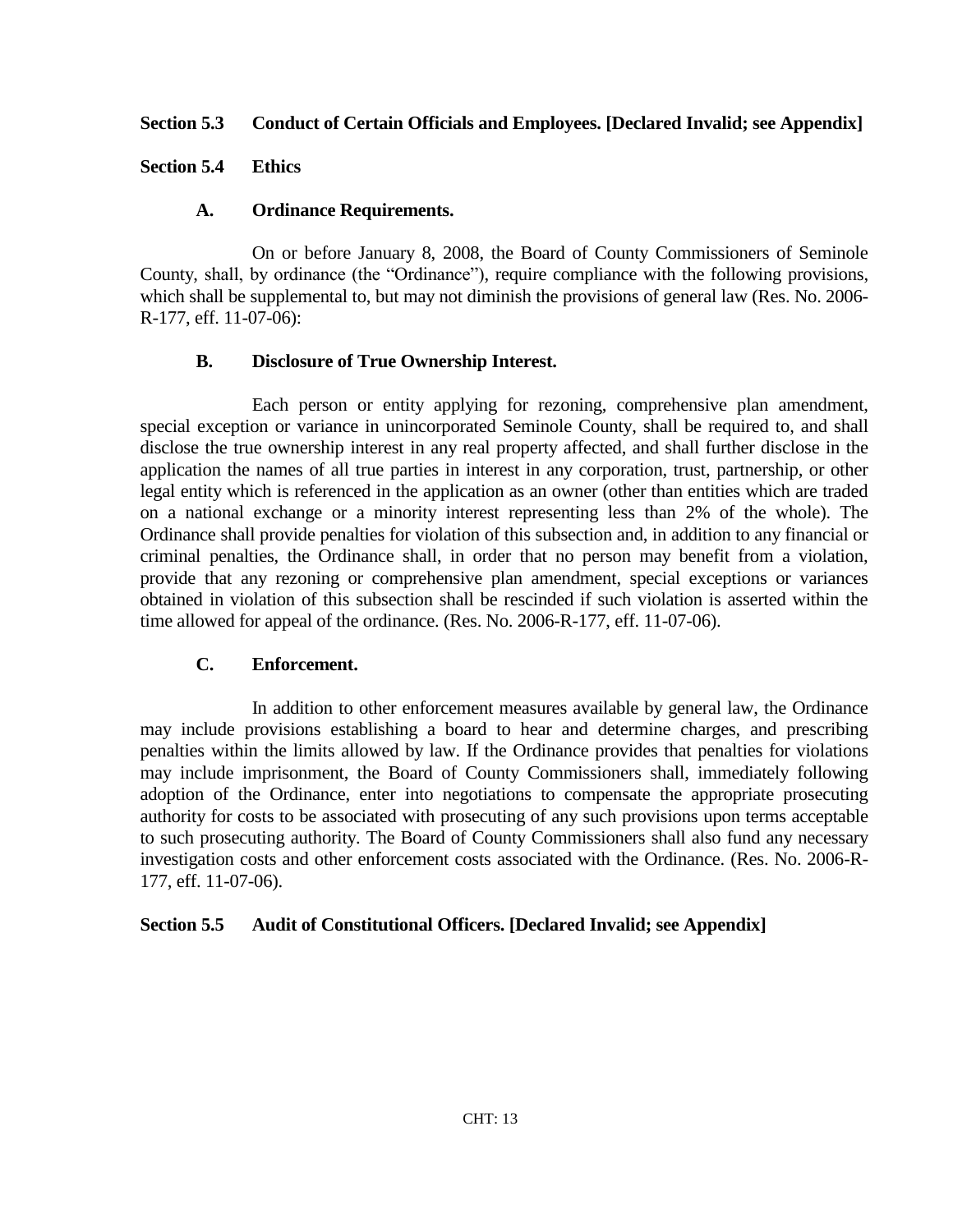**Section 5.3 Conduct of Certain Officials and Employees. [Declared Invalid; see Appendix]**

**Section 5.4 Ethics**

**A. Ordinance Requirements.**

On or before January 8, 2008, the Board of County Commissioners of Seminole County, shall, by ordinance (the "Ordinance"), require compliance with the following provisions, which shall be supplemental to, but may not diminish the provisions of general law (Res. No. 2006-R-177, eff. 11-07-06):

**B. Disclosure of True Ownership Interest.**

Each person or entity applying for rezoning, comprehensive plan amendment, special exception or variance in unincorporated Seminole County, shall be required to, and shall disclose the true ownership interest in any real property affected, and shall further disclose in the application the names of all true parties in interest in any corporation, trust, partnership, or other legal entity which is referenced in the application as an owner (other than entities which are traded on a national exchange or a minority interest representing less than 2% of the whole). The Ordinance shall provide penalties for violation of this subsection and, in addition to any financial or criminal penalties, the Ordinance shall, in order that no person may benefit from a violation, provide that any rezoning or comprehensive plan amendment, special exceptions or variances obtained in violation of this subsection shall be rescinded if such violation is asserted within the time allowed for appeal of the ordinance. (Res. No. 2006-R-177, eff. 11-07-06).

**C. Enforcement.**

In addition to other enforcement measures available by general law, the Ordinance may include provisions establishing a board to hear and determine charges, and prescribing penalties within the limits allowed by law. If the Ordinance provides that penalties for violations may include imprisonment, the Board of County Commissioners shall, immediately following adoption of the Ordinance, enter into negotiations to compensate the appropriate prosecuting authority for costs to be associated with prosecuting of any such provisions upon terms acceptable to such prosecuting authority. The Board of County Commissioners shall also fund any necessary investigation costs and other enforcement costs associated with the Ordinance. (Res. No. 2006-R-177, eff. 11-07-06).

**Section 5.5 Audit of Constitutional Officers. [Declared Invalid; see Appendix]**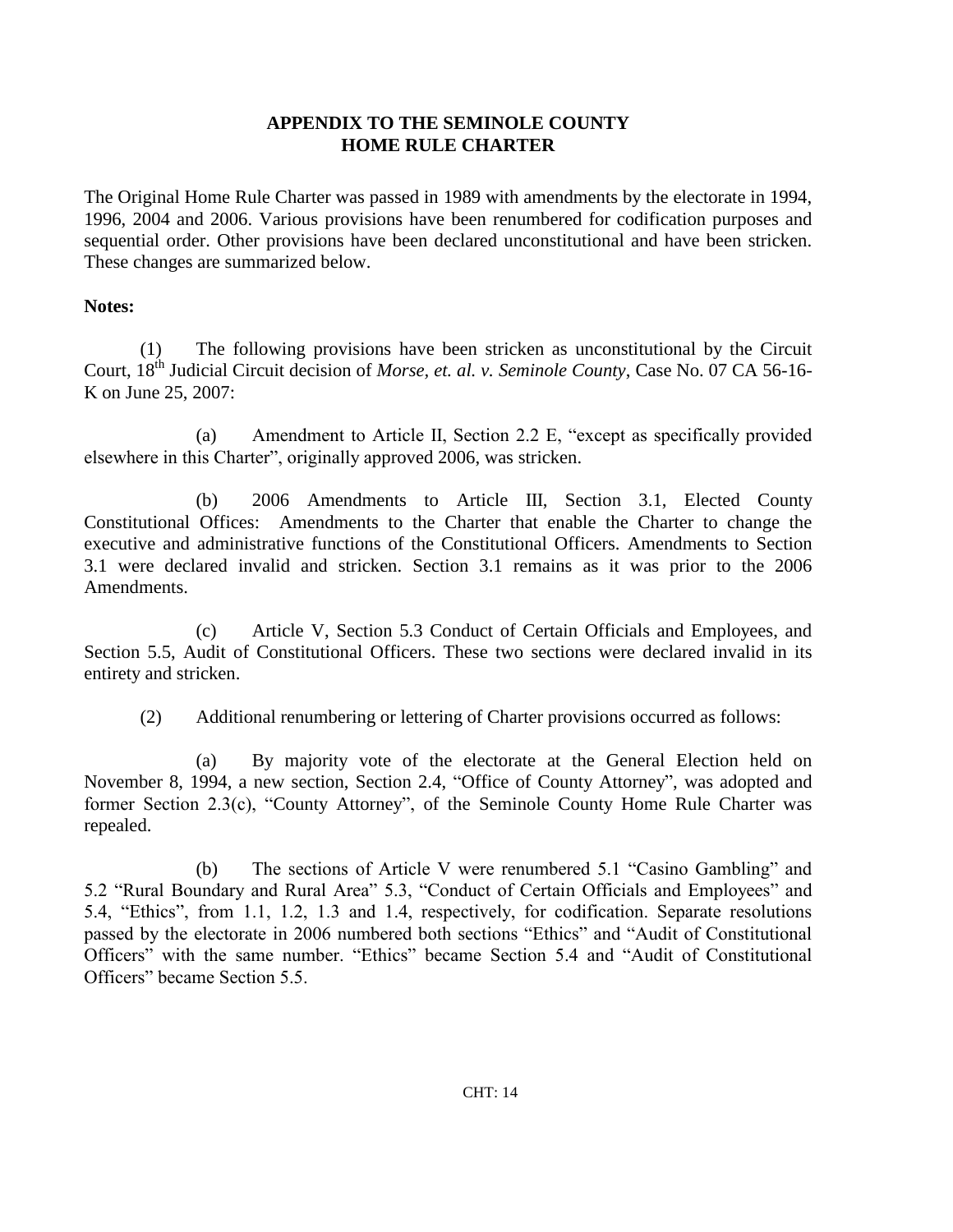**APPENDIX TO THE SEMINOLE COUNTY HOME RULE CHARTER**

The Original Home Rule Charter was passed in 1989 with amendments by the electorate in 1994, 1996, 2004 and 2006. Various provisions have been renumbered for codification purposes and sequential order. Other provisions have been declared unconstitutional and have been stricken. These changes are summarized below.

**Notes:**

(1) The following provisions have been stricken as unconstitutional by the Circuit Court, 18th Judicial Circuit decision of *Morse, et. al. v. Seminole County*, Case No. 07 CA 56-16-K on June 25, 2007:

(a) Amendment to Article II, Section 2.2 E, "except as specifically provided elsewhere in this Charter", originally approved 2006, was stricken.

(b) 2006 Amendments to Article III, Section 3.1, Elected County Constitutional Offices: Amendments to the Charter that enable the Charter to change the executive and administrative functions of the Constitutional Officers. Amendments to Section 3.1 were declared invalid and stricken. Section 3.1 remains as it was prior to the 2006 Amendments.

(c) Article V, Section 5.3 Conduct of Certain Officials and Employees, and Section 5.5, Audit of Constitutional Officers. These two sections were declared invalid in its entirety and stricken.

(2) Additional renumbering or lettering of Charter provisions occurred as follows:

(a) By majority vote of the electorate at the General Election held on November 8, 1994, a new section, Section 2.4, "Office of County Attorney", was adopted and former Section 2.3(c), "County Attorney", of the Seminole County Home Rule Charter was repealed.

(b) The sections of Article V were renumbered 5.1 "Casino Gambling" and 5.2 "Rural Boundary and Rural Area" 5.3, "Conduct of Certain Officials and Employees" and 5.4, "Ethics", from 1.1, 1.2, 1.3 and 1.4, respectively, for codification. Separate resolutions passed by the electorate in 2006 numbered both sections "Ethics" and "Audit of Constitutional Officers" with the same number. "Ethics" became Section 5.4 and "Audit of Constitutional Officers" became Section 5.5.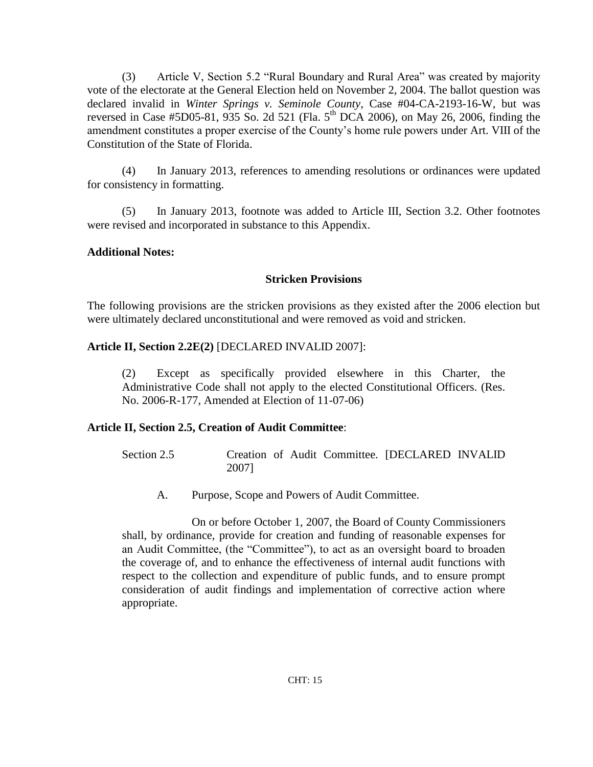(3) Article V, Section 5.2 "Rural Boundary and Rural Area" was created by majority vote of the electorate at the General Election held on November 2, 2004. The ballot question was declared invalid in *Winter Springs v. Seminole County*, Case #04-CA-2193-16-W, but was reversed in Case #5D05-81, 935 So. 2d 521 (Fla. 5th DCA 2006), on May 26, 2006, finding the amendment constitutes a proper exercise of the County's home rule powers under Art. VIII of the Constitution of the State of Florida.

(4) In January 2013, references to amending resolutions or ordinances were updated for consistency in formatting.

(5) In January 2013, footnote was added to Article III, Section 3.2. Other footnotes were revised and incorporated in substance to this Appendix.

**Additional Notes:**

**Stricken Provisions**

The following provisions are the stricken provisions as they existed after the 2006 election but were ultimately declared unconstitutional and were removed as void and stricken.

**Article II, Section 2.2E(2)** [DECLARED INVALID 2007]:

> (2) Except as specifically provided elsewhere in this Charter, the Administrative Code shall not apply to the elected Constitutional Officers. (Res. No. 2006-R-177, Amended at Election of 11-07-06)

**Article II, Section 2.5, Creation of Audit Committee**:

> Section 2.5 Creation of Audit Committee. [DECLARED INVALID 2007]
>
> A. Purpose, Scope and Powers of Audit Committee.
>
> On or before October 1, 2007, the Board of County Commissioners shall, by ordinance, provide for creation and funding of reasonable expenses for an Audit Committee, (the "Committee"), to act as an oversight board to broaden the coverage of, and to enhance the effectiveness of internal audit functions with respect to the collection and expenditure of public funds, and to ensure prompt consideration of audit findings and implementation of corrective action where appropriate.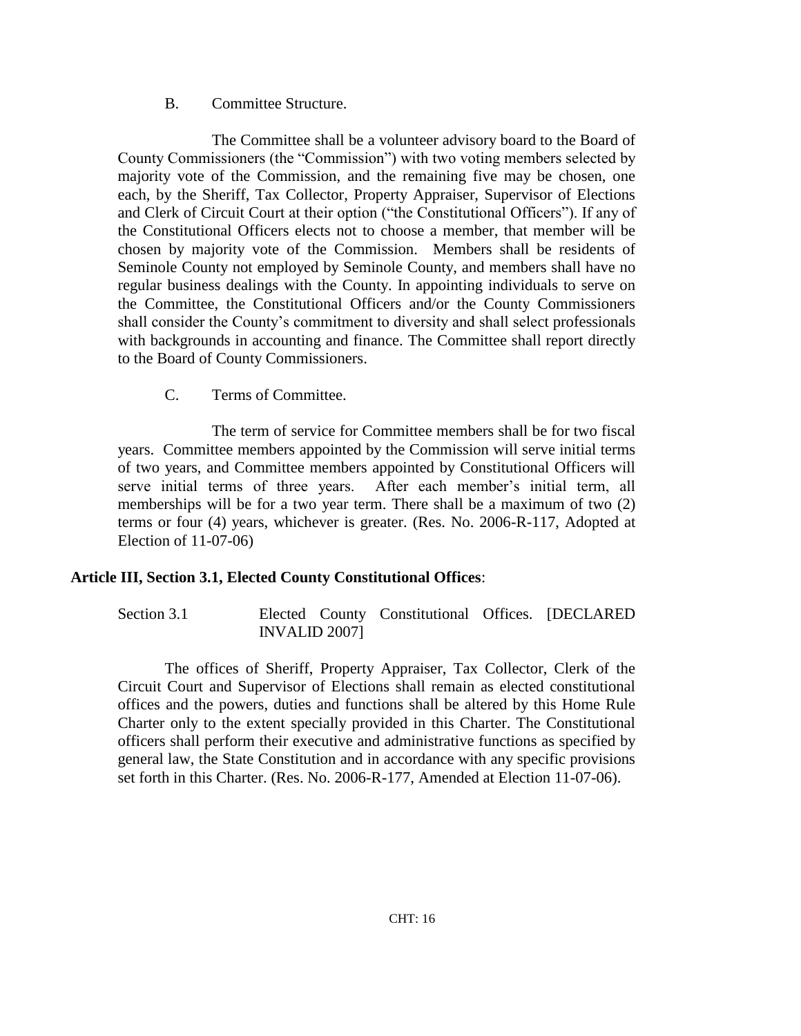B. Committee Structure.

The Committee shall be a volunteer advisory board to the Board of County Commissioners (the "Commission") with two voting members selected by majority vote of the Commission, and the remaining five may be chosen, one each, by the Sheriff, Tax Collector, Property Appraiser, Supervisor of Elections and Clerk of Circuit Court at their option ("the Constitutional Officers"). If any of the Constitutional Officers elects not to choose a member, that member will be chosen by majority vote of the Commission. Members shall be residents of Seminole County not employed by Seminole County, and members shall have no regular business dealings with the County. In appointing individuals to serve on the Committee, the Constitutional Officers and/or the County Commissioners shall consider the County's commitment to diversity and shall select professionals with backgrounds in accounting and finance. The Committee shall report directly to the Board of County Commissioners.

C. Terms of Committee.

The term of service for Committee members shall be for two fiscal years. Committee members appointed by the Commission will serve initial terms of two years, and Committee members appointed by Constitutional Officers will serve initial terms of three years. After each member's initial term, all memberships will be for a two year term. There shall be a maximum of two (2) terms or four (4) years, whichever is greater. (Res. No. 2006-R-117, Adopted at Election of 11-07-06)

**Article III, Section 3.1, Elected County Constitutional Offices**:

Section 3.1 Elected County Constitutional Offices. [DECLARED INVALID 2007]

The offices of Sheriff, Property Appraiser, Tax Collector, Clerk of the Circuit Court and Supervisor of Elections shall remain as elected constitutional offices and the powers, duties and functions shall be altered by this Home Rule Charter only to the extent specially provided in this Charter. The Constitutional officers shall perform their executive and administrative functions as specified by general law, the State Constitution and in accordance with any specific provisions set forth in this Charter. (Res. No. 2006-R-177, Amended at Election 11-07-06).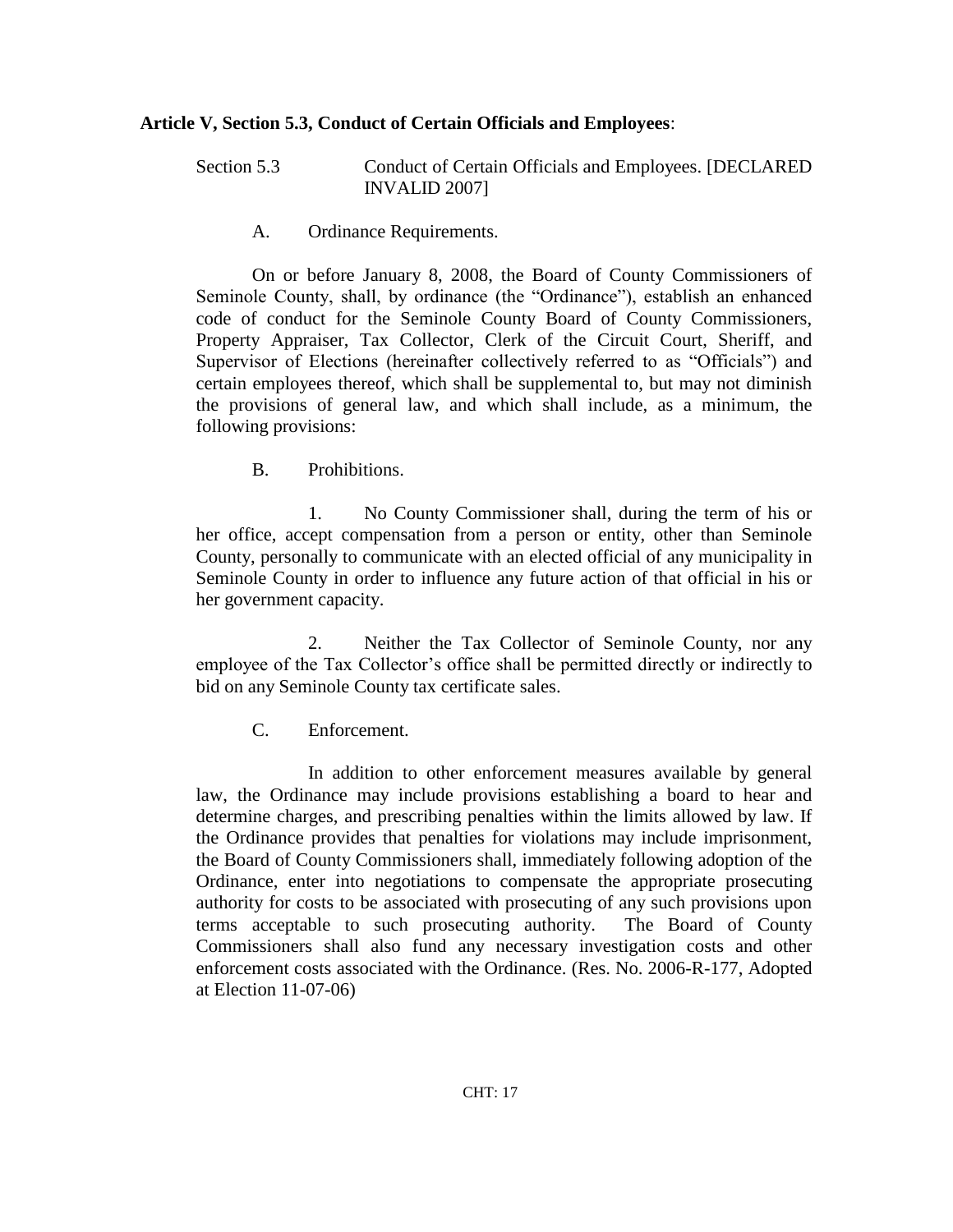**Article V, Section 5.3, Conduct of Certain Officials and Employees**:

Section 5.3 Conduct of Certain Officials and Employees. [DECLARED INVALID 2007]

A. Ordinance Requirements.

On or before January 8, 2008, the Board of County Commissioners of Seminole County, shall, by ordinance (the "Ordinance"), establish an enhanced code of conduct for the Seminole County Board of County Commissioners, Property Appraiser, Tax Collector, Clerk of the Circuit Court, Sheriff, and Supervisor of Elections (hereinafter collectively referred to as "Officials") and certain employees thereof, which shall be supplemental to, but may not diminish the provisions of general law, and which shall include, as a minimum, the following provisions:

B. Prohibitions.

1. No County Commissioner shall, during the term of his or her office, accept compensation from a person or entity, other than Seminole County, personally to communicate with an elected official of any municipality in Seminole County in order to influence any future action of that official in his or her government capacity.

2. Neither the Tax Collector of Seminole County, nor any employee of the Tax Collector's office shall be permitted directly or indirectly to bid on any Seminole County tax certificate sales.

C. Enforcement.

In addition to other enforcement measures available by general law, the Ordinance may include provisions establishing a board to hear and determine charges, and prescribing penalties within the limits allowed by law. If the Ordinance provides that penalties for violations may include imprisonment, the Board of County Commissioners shall, immediately following adoption of the Ordinance, enter into negotiations to compensate the appropriate prosecuting authority for costs to be associated with prosecuting of any such provisions upon terms acceptable to such prosecuting authority. The Board of County Commissioners shall also fund any necessary investigation costs and other enforcement costs associated with the Ordinance. (Res. No. 2006-R-177, Adopted at Election 11-07-06)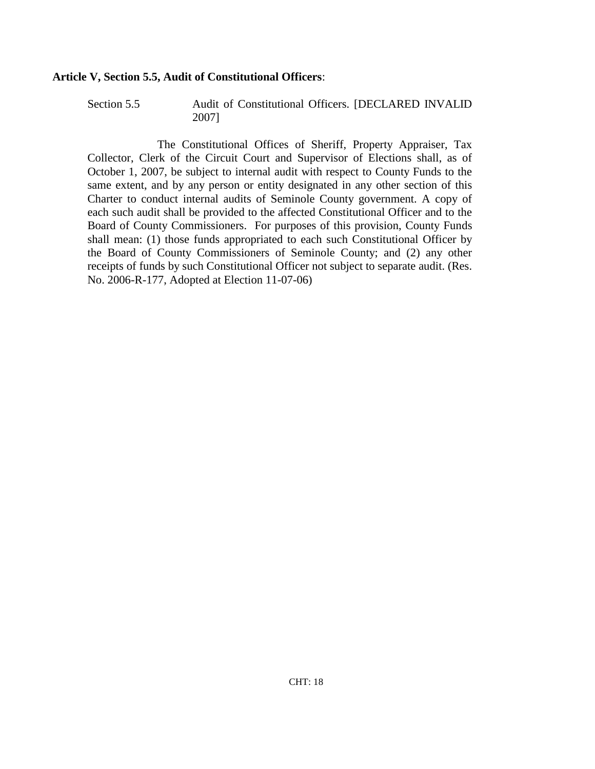**Article V, Section 5.5, Audit of Constitutional Officers**:

Section 5.5 Audit of Constitutional Officers. [DECLARED INVALID 2007]

The Constitutional Offices of Sheriff, Property Appraiser, Tax Collector, Clerk of the Circuit Court and Supervisor of Elections shall, as of October 1, 2007, be subject to internal audit with respect to County Funds to the same extent, and by any person or entity designated in any other section of this Charter to conduct internal audits of Seminole County government. A copy of each such audit shall be provided to the affected Constitutional Officer and to the Board of County Commissioners. For purposes of this provision, County Funds shall mean: (1) those funds appropriated to each such Constitutional Officer by the Board of County Commissioners of Seminole County; and (2) any other receipts of funds by such Constitutional Officer not subject to separate audit. (Res. No. 2006-R-177, Adopted at Election 11-07-06)